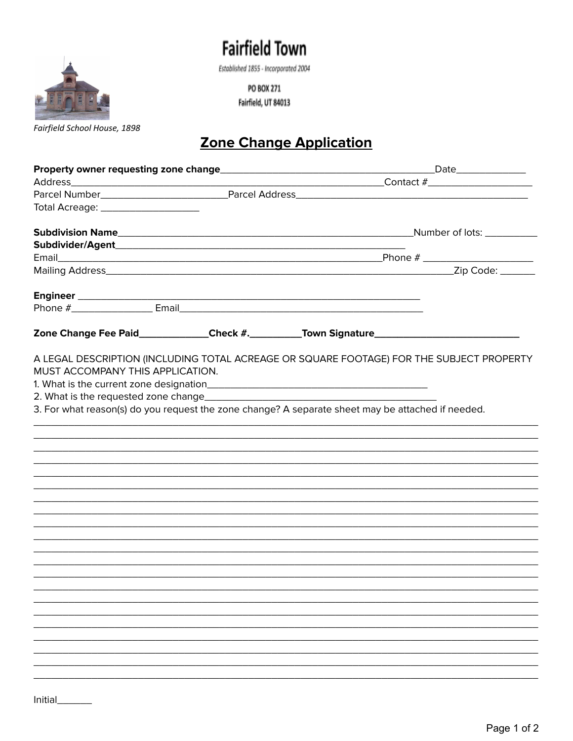# Fairfield Town

*Established 1855 - Incorporated 2004*

PO BOX 271
Fairfield, UT 84013

*Fairfield School House, 1898*

## Zone Change Application

**Property owner requesting zone change**__________________________________________Date_____________
Address______________________________________________________________Contact #___________________
Parcel Number________________________Parcel Address______________________________________________
Total Acreage: __________________

**Subdivision Name**________________________________________________________Number of lots: __________
**Subdivider/Agent**_____________________________________________________
Email_____________________________________________________________Phone # ____________________
Mailing Address_____________________________________________________________Zip Code: _______

**Engineer** ____________________________________________________________
Phone #_______________ Email_____________________________________________

**Zone Change Fee Paid_____________Check #.__________Town Signature___________________________**

A LEGAL DESCRIPTION (INCLUDING TOTAL ACREAGE OR SQUARE FOOTAGE) FOR THE SUBJECT PROPERTY MUST ACCOMPANY THIS APPLICATION.

1. What is the current zone designation__________________________________________
2. What is the requested zone change___________________________________________
3. For what reason(s) do you request the zone change? A separate sheet may be attached if needed.

______________________________________________________________________________________________
______________________________________________________________________________________________
______________________________________________________________________________________________
______________________________________________________________________________________________
______________________________________________________________________________________________
______________________________________________________________________________________________
______________________________________________________________________________________________
______________________________________________________________________________________________
______________________________________________________________________________________________
______________________________________________________________________________________________
______________________________________________________________________________________________
______________________________________________________________________________________________
______________________________________________________________________________________________
______________________________________________________________________________________________
______________________________________________________________________________________________
______________________________________________________________________________________________
______________________________________________________________________________________________
______________________________________________________________________________________________
______________________________________________________________________________________________
______________________________________________________________________________________________
______________________________________________________________________________________________

Initial_______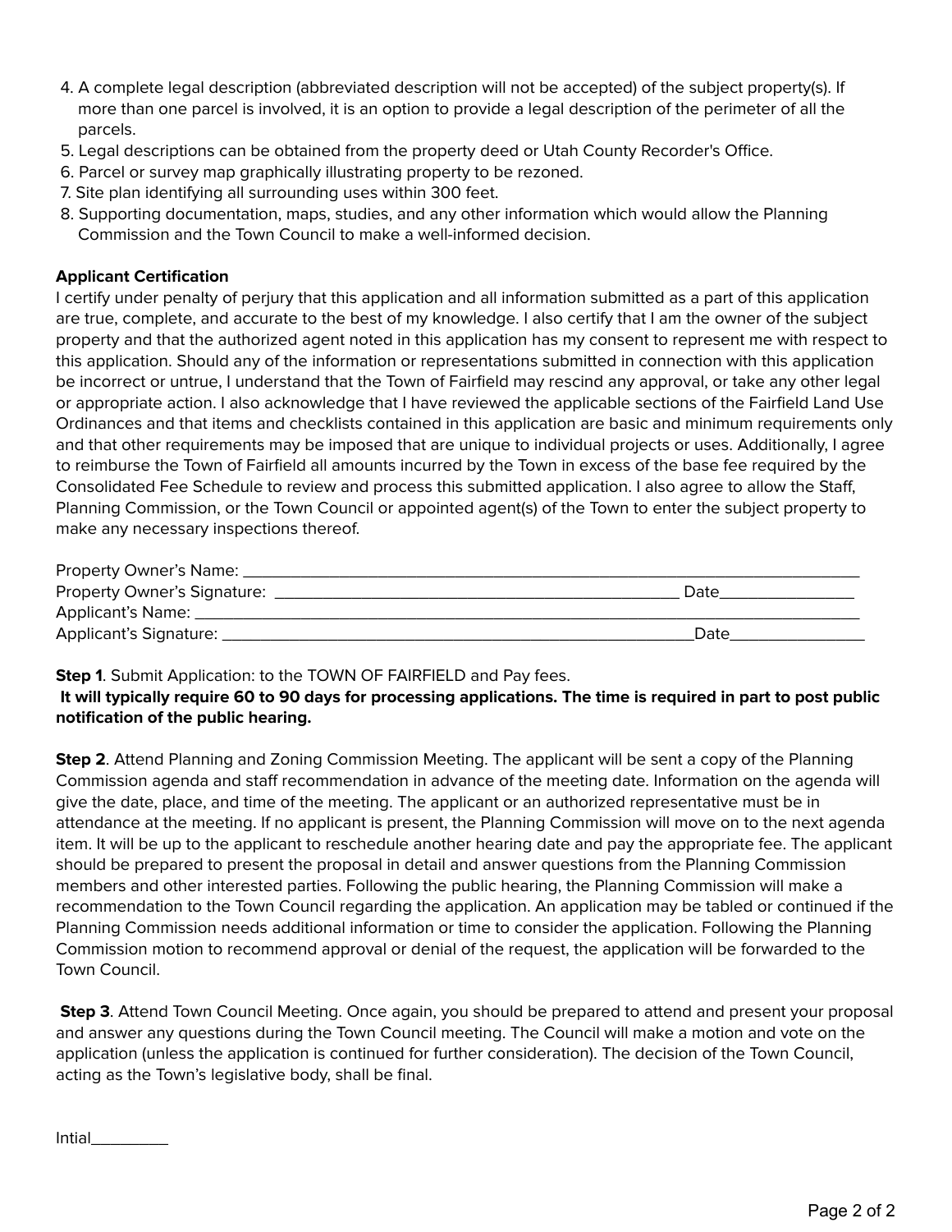4. A complete legal description (abbreviated description will not be accepted) of the subject property(s). If more than one parcel is involved, it is an option to provide a legal description of the perimeter of all the parcels.
5. Legal descriptions can be obtained from the property deed or Utah County Recorder's Office.
6. Parcel or survey map graphically illustrating property to be rezoned.
7. Site plan identifying all surrounding uses within 300 feet.
8. Supporting documentation, maps, studies, and any other information which would allow the Planning Commission and the Town Council to make a well-informed decision.

**Applicant Certification**

I certify under penalty of perjury that this application and all information submitted as a part of this application are true, complete, and accurate to the best of my knowledge. I also certify that I am the owner of the subject property and that the authorized agent noted in this application has my consent to represent me with respect to this application. Should any of the information or representations submitted in connection with this application be incorrect or untrue, I understand that the Town of Fairfield may rescind any approval, or take any other legal or appropriate action. I also acknowledge that I have reviewed the applicable sections of the Fairfield Land Use Ordinances and that items and checklists contained in this application are basic and minimum requirements only and that other requirements may be imposed that are unique to individual projects or uses. Additionally, I agree to reimburse the Town of Fairfield all amounts incurred by the Town in excess of the base fee required by the Consolidated Fee Schedule to review and process this submitted application. I also agree to allow the Staff, Planning Commission, or the Town Council or appointed agent(s) of the Town to enter the subject property to make any necessary inspections thereof.

Property Owner's Name: ___________________________________________________________________________

Property Owner's Signature: _______________________________________________ Date________________

Applicant's Name: ________________________________________________________________________________

Applicant's Signature: _______________________________________________________Date________________

**Step 1**. Submit Application: to the TOWN OF FAIRFIELD and Pay fees.

**It will typically require 60 to 90 days for processing applications. The time is required in part to post public notification of the public hearing.**

**Step 2**. Attend Planning and Zoning Commission Meeting. The applicant will be sent a copy of the Planning Commission agenda and staff recommendation in advance of the meeting date. Information on the agenda will give the date, place, and time of the meeting. The applicant or an authorized representative must be in attendance at the meeting. If no applicant is present, the Planning Commission will move on to the next agenda item. It will be up to the applicant to reschedule another hearing date and pay the appropriate fee. The applicant should be prepared to present the proposal in detail and answer questions from the Planning Commission members and other interested parties. Following the public hearing, the Planning Commission will make a recommendation to the Town Council regarding the application. An application may be tabled or continued if the Planning Commission needs additional information or time to consider the application. Following the Planning Commission motion to recommend approval or denial of the request, the application will be forwarded to the Town Council.

**Step 3**. Attend Town Council Meeting. Once again, you should be prepared to attend and present your proposal and answer any questions during the Town Council meeting. The Council will make a motion and vote on the application (unless the application is continued for further consideration). The decision of the Town Council, acting as the Town's legislative body, shall be final.

Intial_________